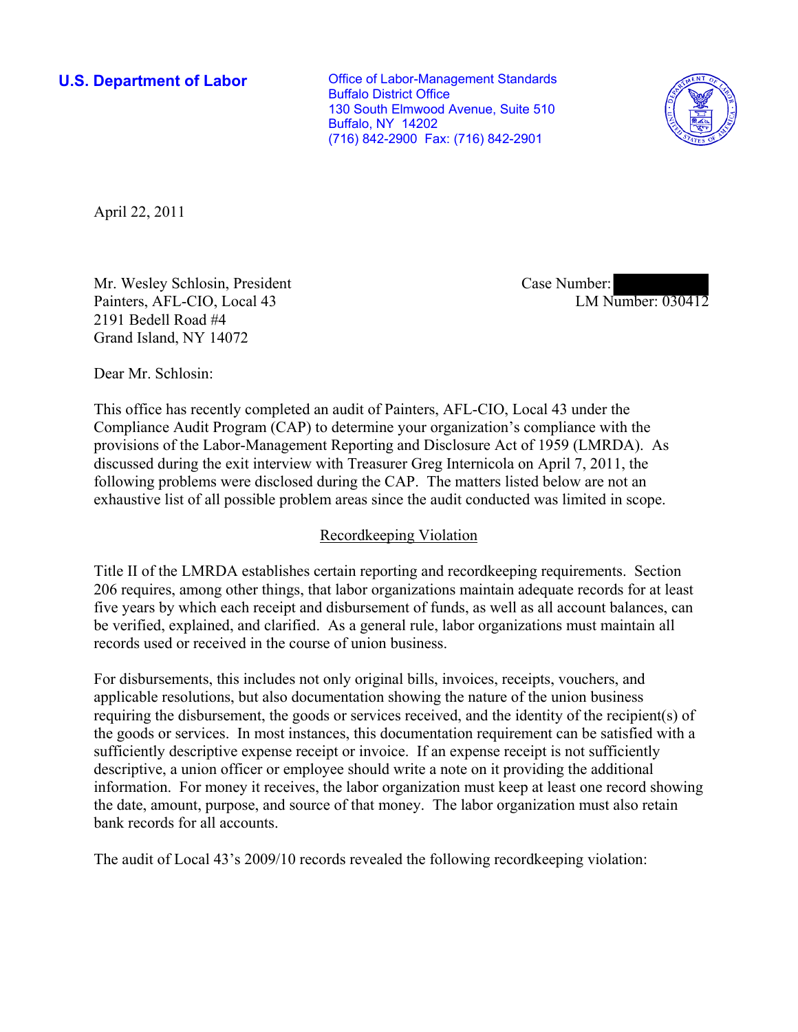**U.S. Department of Labor**

Office of Labor-Management Standards
Buffalo District Office
130 South Elmwood Avenue, Suite 510
Buffalo, NY 14202
(716) 842-2900 Fax: (716) 842-2901

April 22, 2011

Mr. Wesley Schlosin, President
Painters, AFL-CIO, Local 43
2191 Bedell Road #4
Grand Island, NY 14072

Case Number: 
LM Number: 030412

Dear Mr. Schlosin:

This office has recently completed an audit of Painters, AFL-CIO, Local 43 under the Compliance Audit Program (CAP) to determine your organization's compliance with the provisions of the Labor-Management Reporting and Disclosure Act of 1959 (LMRDA). As discussed during the exit interview with Treasurer Greg Internicola on April 7, 2011, the following problems were disclosed during the CAP. The matters listed below are not an exhaustive list of all possible problem areas since the audit conducted was limited in scope.

## Recordkeeping Violation

Title II of the LMRDA establishes certain reporting and recordkeeping requirements. Section 206 requires, among other things, that labor organizations maintain adequate records for at least five years by which each receipt and disbursement of funds, as well as all account balances, can be verified, explained, and clarified. As a general rule, labor organizations must maintain all records used or received in the course of union business.

For disbursements, this includes not only original bills, invoices, receipts, vouchers, and applicable resolutions, but also documentation showing the nature of the union business requiring the disbursement, the goods or services received, and the identity of the recipient(s) of the goods or services. In most instances, this documentation requirement can be satisfied with a sufficiently descriptive expense receipt or invoice. If an expense receipt is not sufficiently descriptive, a union officer or employee should write a note on it providing the additional information. For money it receives, the labor organization must keep at least one record showing the date, amount, purpose, and source of that money. The labor organization must also retain bank records for all accounts.

The audit of Local 43's 2009/10 records revealed the following recordkeeping violation: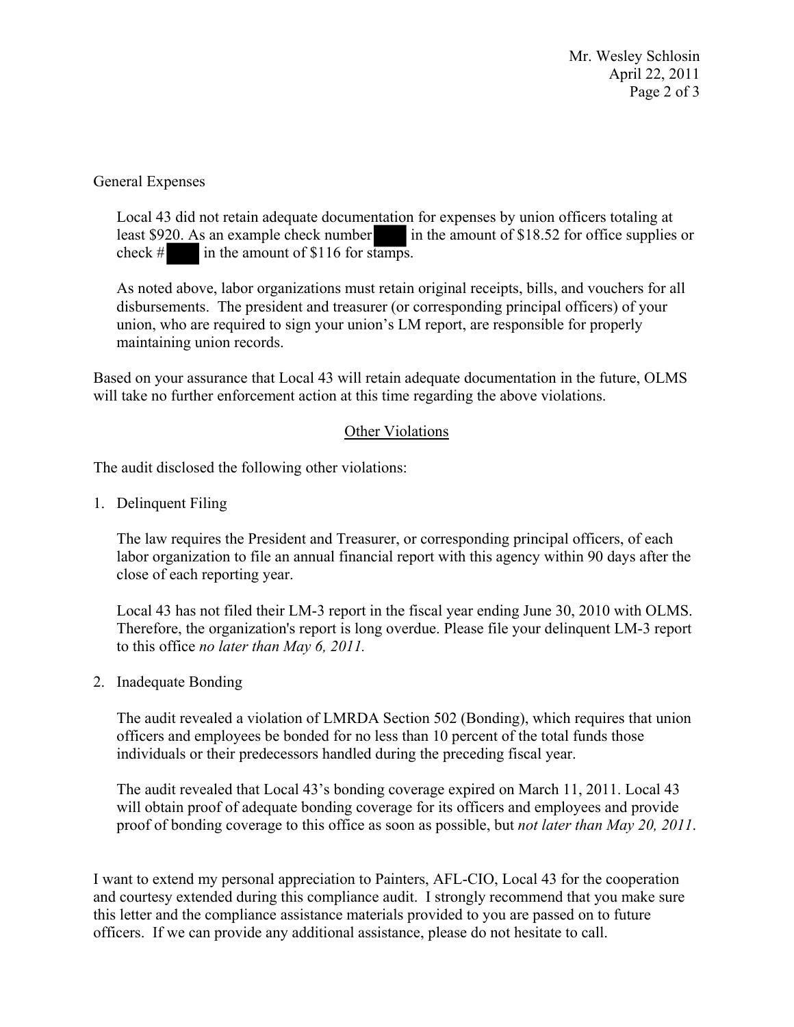General Expenses

Local 43 did not retain adequate documentation for expenses by union officers totaling at least $920. As an example check number ███ in the amount of $18.52 for office supplies or check # ███ in the amount of $116 for stamps.

As noted above, labor organizations must retain original receipts, bills, and vouchers for all disbursements. The president and treasurer (or corresponding principal officers) of your union, who are required to sign your union's LM report, are responsible for properly maintaining union records.

Based on your assurance that Local 43 will retain adequate documentation in the future, OLMS will take no further enforcement action at this time regarding the above violations.

## Other Violations

The audit disclosed the following other violations:

1. Delinquent Filing

   The law requires the President and Treasurer, or corresponding principal officers, of each labor organization to file an annual financial report with this agency within 90 days after the close of each reporting year.

   Local 43 has not filed their LM-3 report in the fiscal year ending June 30, 2010 with OLMS. Therefore, the organization's report is long overdue. Please file your delinquent LM-3 report to this office *no later than May 6, 2011.*

2. Inadequate Bonding

   The audit revealed a violation of LMRDA Section 502 (Bonding), which requires that union officers and employees be bonded for no less than 10 percent of the total funds those individuals or their predecessors handled during the preceding fiscal year.

   The audit revealed that Local 43's bonding coverage expired on March 11, 2011. Local 43 will obtain proof of adequate bonding coverage for its officers and employees and provide proof of bonding coverage to this office as soon as possible, but *not later than May 20, 2011*.

I want to extend my personal appreciation to Painters, AFL-CIO, Local 43 for the cooperation and courtesy extended during this compliance audit. I strongly recommend that you make sure this letter and the compliance assistance materials provided to you are passed on to future officers. If we can provide any additional assistance, please do not hesitate to call.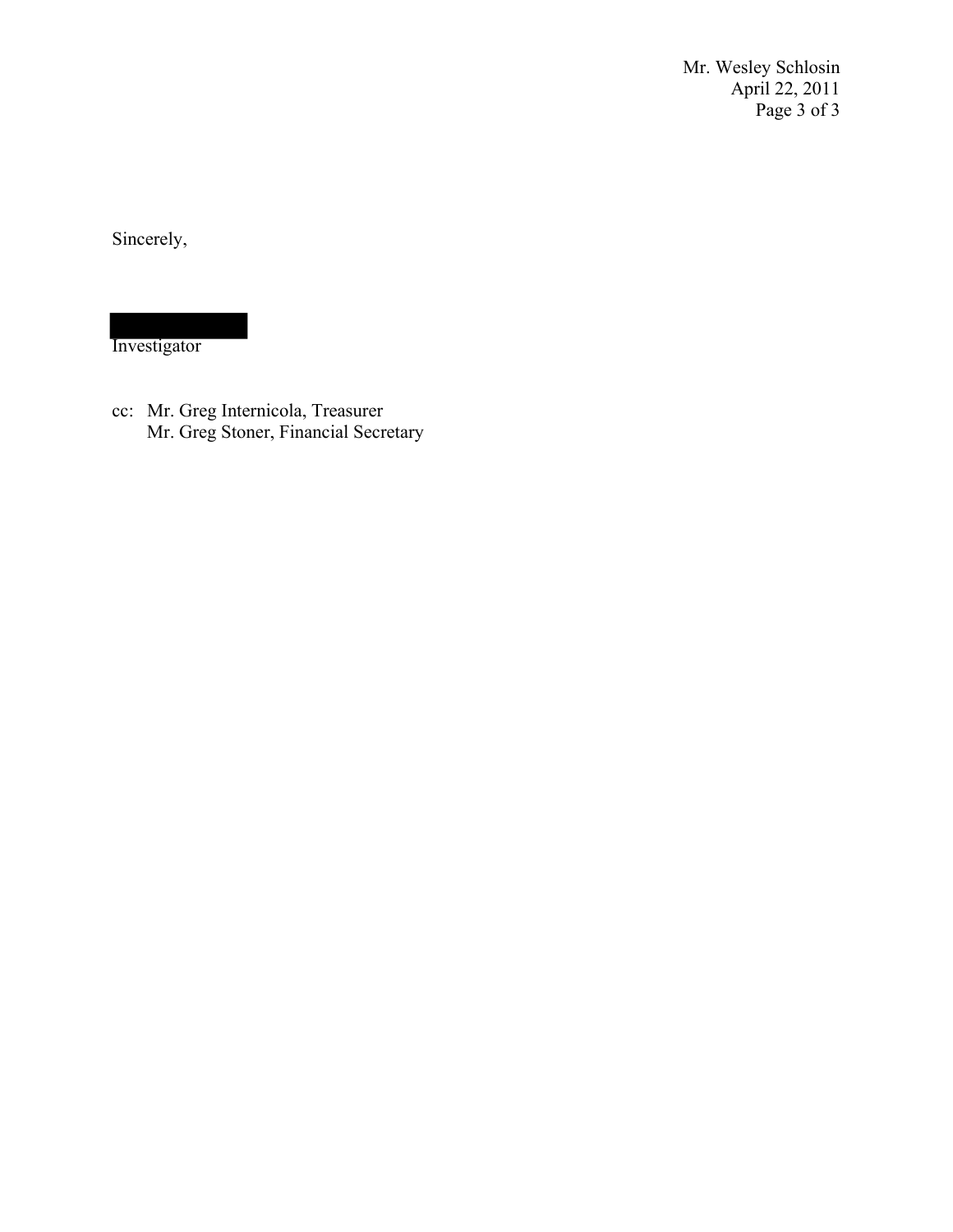Sincerely,

Investigator

cc: Mr. Greg Internicola, Treasurer
    Mr. Greg Stoner, Financial Secretary